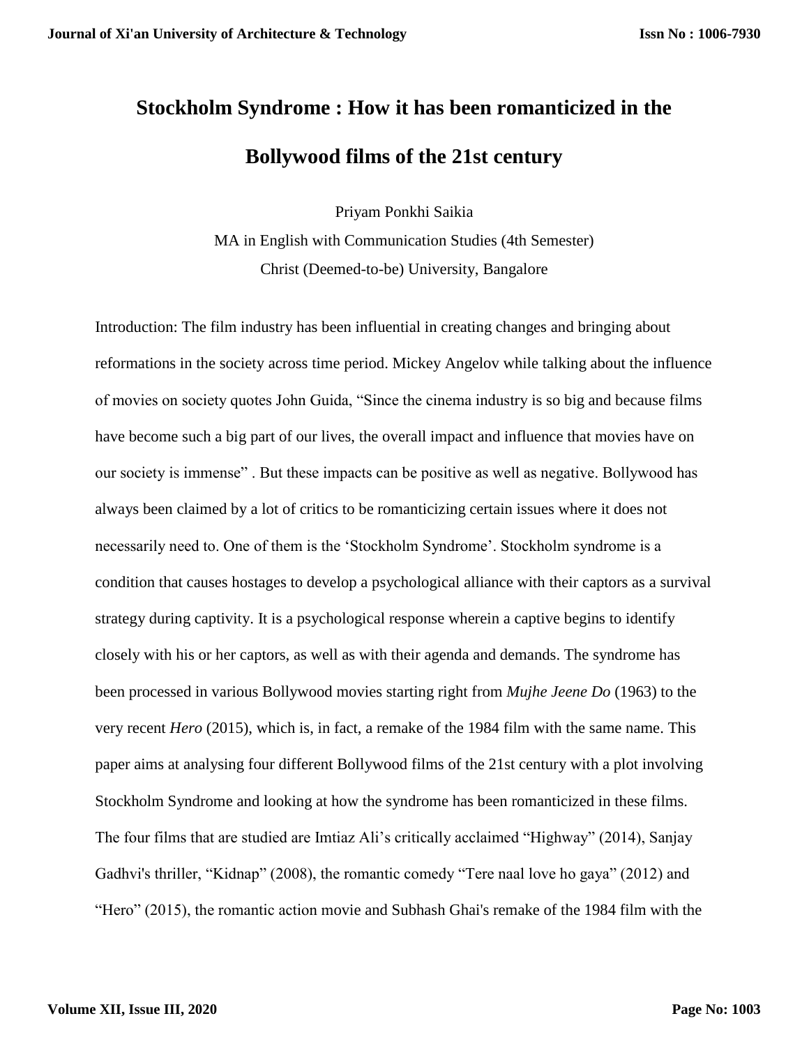# Stockholm Syndrome : How it has been romanticized in the Bollywood films of the 21st century

Priyam Ponkhi Saikia

MA in English with Communication Studies (4th Semester)

Christ (Deemed-to-be) University, Bangalore

Introduction: The film industry has been influential in creating changes and bringing about reformations in the society across time period. Mickey Angelov while talking about the influence of movies on society quotes John Guida, "Since the cinema industry is so big and because films have become such a big part of our lives, the overall impact and influence that movies have on our society is immense" . But these impacts can be positive as well as negative. Bollywood has always been claimed by a lot of critics to be romanticizing certain issues where it does not necessarily need to. One of them is the 'Stockholm Syndrome'. Stockholm syndrome is a condition that causes hostages to develop a psychological alliance with their captors as a survival strategy during captivity. It is a psychological response wherein a captive begins to identify closely with his or her captors, as well as with their agenda and demands. The syndrome has been processed in various Bollywood movies starting right from *Mujhe Jeene Do* (1963) to the very recent *Hero* (2015), which is, in fact, a remake of the 1984 film with the same name. This paper aims at analysing four different Bollywood films of the 21st century with a plot involving Stockholm Syndrome and looking at how the syndrome has been romanticized in these films. The four films that are studied are Imtiaz Ali's critically acclaimed "Highway" (2014), Sanjay Gadhvi's thriller, "Kidnap" (2008), the romantic comedy "Tere naal love ho gaya" (2012) and "Hero" (2015), the romantic action movie and Subhash Ghai's remake of the 1984 film with the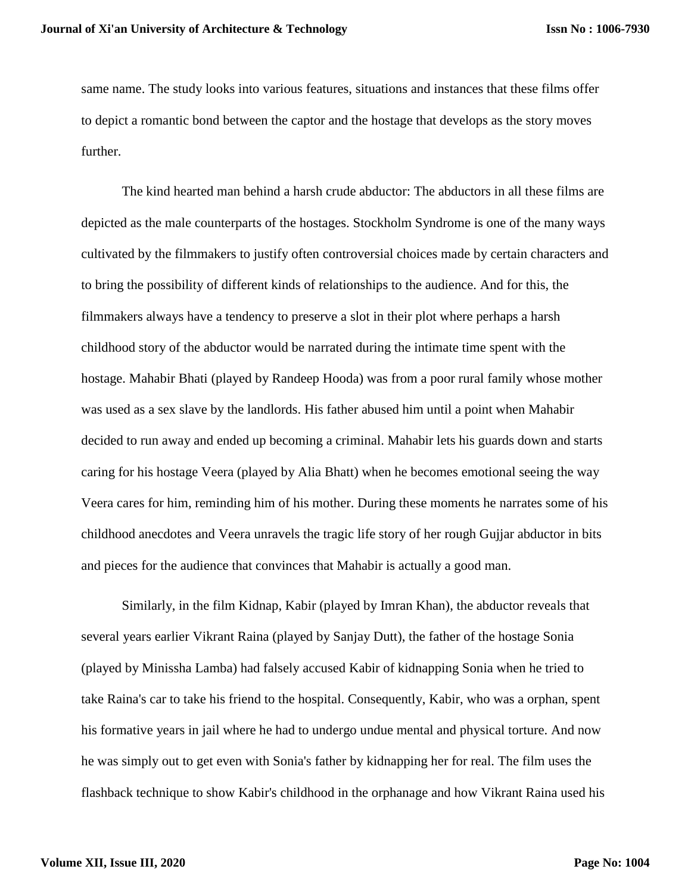same name. The study looks into various features, situations and instances that these films offer to depict a romantic bond between the captor and the hostage that develops as the story moves further.

The kind hearted man behind a harsh crude abductor: The abductors in all these films are depicted as the male counterparts of the hostages. Stockholm Syndrome is one of the many ways cultivated by the filmmakers to justify often controversial choices made by certain characters and to bring the possibility of different kinds of relationships to the audience. And for this, the filmmakers always have a tendency to preserve a slot in their plot where perhaps a harsh childhood story of the abductor would be narrated during the intimate time spent with the hostage. Mahabir Bhati (played by Randeep Hooda) was from a poor rural family whose mother was used as a sex slave by the landlords. His father abused him until a point when Mahabir decided to run away and ended up becoming a criminal. Mahabir lets his guards down and starts caring for his hostage Veera (played by Alia Bhatt) when he becomes emotional seeing the way Veera cares for him, reminding him of his mother. During these moments he narrates some of his childhood anecdotes and Veera unravels the tragic life story of her rough Gujjar abductor in bits and pieces for the audience that convinces that Mahabir is actually a good man.

Similarly, in the film Kidnap, Kabir (played by Imran Khan), the abductor reveals that several years earlier Vikrant Raina (played by Sanjay Dutt), the father of the hostage Sonia (played by Minissha Lamba) had falsely accused Kabir of kidnapping Sonia when he tried to take Raina's car to take his friend to the hospital. Consequently, Kabir, who was a orphan, spent his formative years in jail where he had to undergo undue mental and physical torture. And now he was simply out to get even with Sonia's father by kidnapping her for real. The film uses the flashback technique to show Kabir's childhood in the orphanage and how Vikrant Raina used his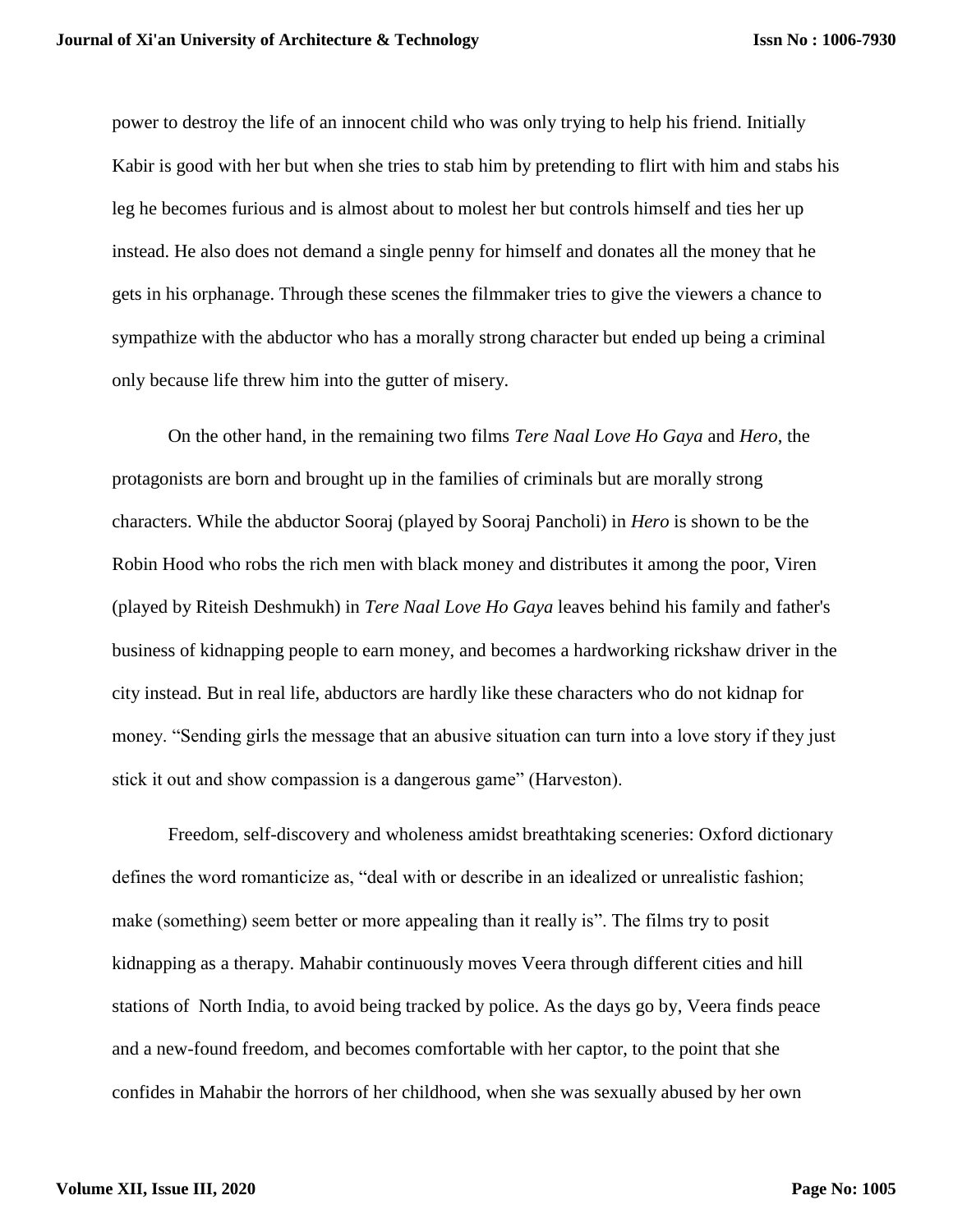power to destroy the life of an innocent child who was only trying to help his friend. Initially Kabir is good with her but when she tries to stab him by pretending to flirt with him and stabs his leg he becomes furious and is almost about to molest her but controls himself and ties her up instead. He also does not demand a single penny for himself and donates all the money that he gets in his orphanage. Through these scenes the filmmaker tries to give the viewers a chance to sympathize with the abductor who has a morally strong character but ended up being a criminal only because life threw him into the gutter of misery.

On the other hand, in the remaining two films *Tere Naal Love Ho Gaya* and *Hero*, the protagonists are born and brought up in the families of criminals but are morally strong characters. While the abductor Sooraj (played by Sooraj Pancholi) in *Hero* is shown to be the Robin Hood who robs the rich men with black money and distributes it among the poor, Viren (played by Riteish Deshmukh) in *Tere Naal Love Ho Gaya* leaves behind his family and father's business of kidnapping people to earn money, and becomes a hardworking rickshaw driver in the city instead. But in real life, abductors are hardly like these characters who do not kidnap for money. "Sending girls the message that an abusive situation can turn into a love story if they just stick it out and show compassion is a dangerous game" (Harveston).

Freedom, self-discovery and wholeness amidst breathtaking sceneries: Oxford dictionary defines the word romanticize as, "deal with or describe in an idealized or unrealistic fashion; make (something) seem better or more appealing than it really is". The films try to posit kidnapping as a therapy. Mahabir continuously moves Veera through different cities and hill stations of North India, to avoid being tracked by police. As the days go by, Veera finds peace and a new-found freedom, and becomes comfortable with her captor, to the point that she confides in Mahabir the horrors of her childhood, when she was sexually abused by her own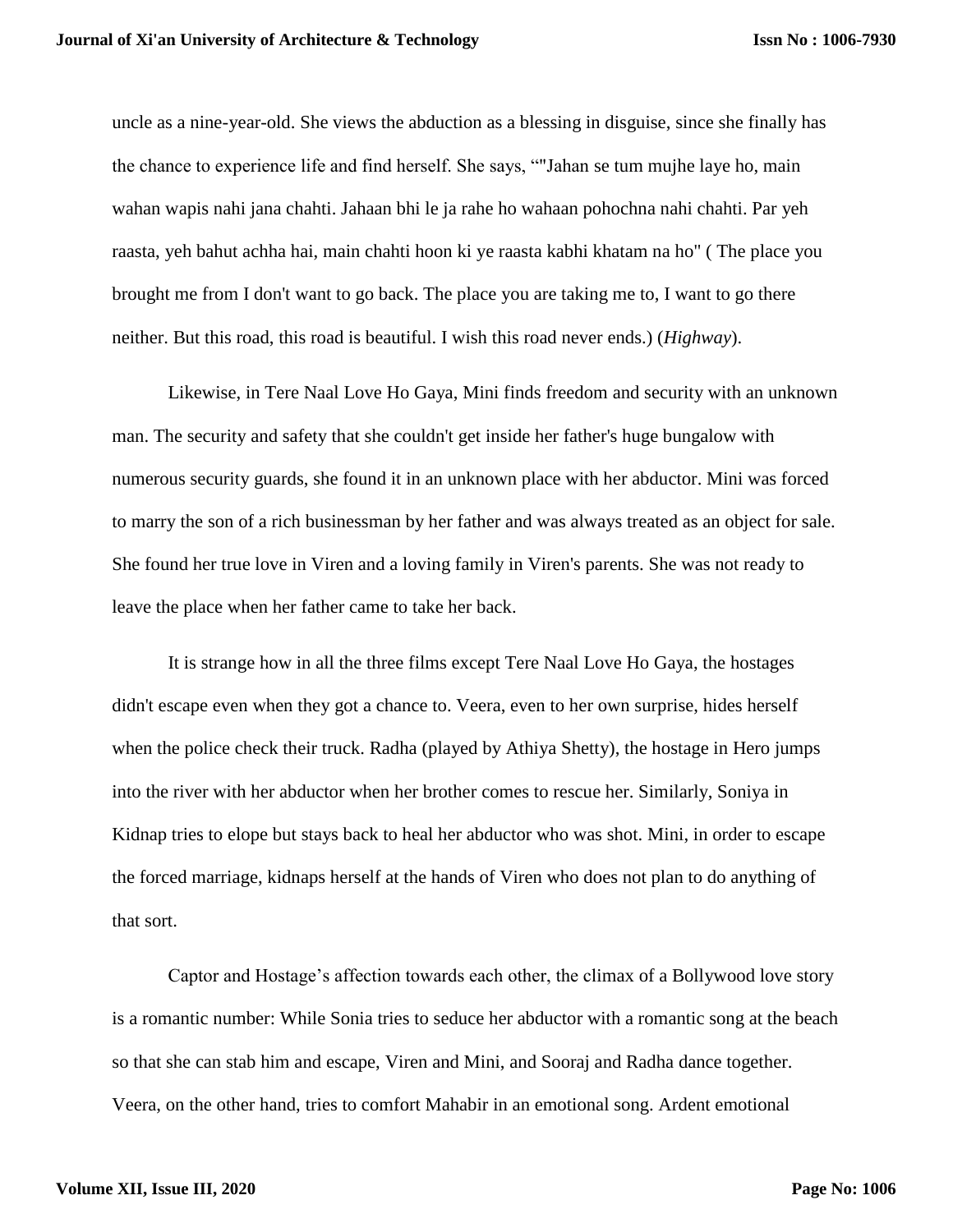uncle as a nine-year-old. She views the abduction as a blessing in disguise, since she finally has the chance to experience life and find herself. She says, “"Jahan se tum mujhe laye ho, main wahan wapis nahi jana chahti. Jahaan bhi le ja rahe ho wahaan pohochna nahi chahti. Par yeh raasta, yeh bahut achha hai, main chahti hoon ki ye raasta kabhi khatam na ho" ( The place you brought me from I don't want to go back. The place you are taking me to, I want to go there neither. But this road, this road is beautiful. I wish this road never ends.) (*Highway*).

Likewise, in Tere Naal Love Ho Gaya, Mini finds freedom and security with an unknown man. The security and safety that she couldn't get inside her father's huge bungalow with numerous security guards, she found it in an unknown place with her abductor. Mini was forced to marry the son of a rich businessman by her father and was always treated as an object for sale. She found her true love in Viren and a loving family in Viren's parents. She was not ready to leave the place when her father came to take her back.

It is strange how in all the three films except Tere Naal Love Ho Gaya, the hostages didn't escape even when they got a chance to. Veera, even to her own surprise, hides herself when the police check their truck. Radha (played by Athiya Shetty), the hostage in Hero jumps into the river with her abductor when her brother comes to rescue her. Similarly, Soniya in Kidnap tries to elope but stays back to heal her abductor who was shot. Mini, in order to escape the forced marriage, kidnaps herself at the hands of Viren who does not plan to do anything of that sort.

Captor and Hostage’s affection towards each other, the climax of a Bollywood love story is a romantic number: While Sonia tries to seduce her abductor with a romantic song at the beach so that she can stab him and escape, Viren and Mini, and Sooraj and Radha dance together. Veera, on the other hand, tries to comfort Mahabir in an emotional song. Ardent emotional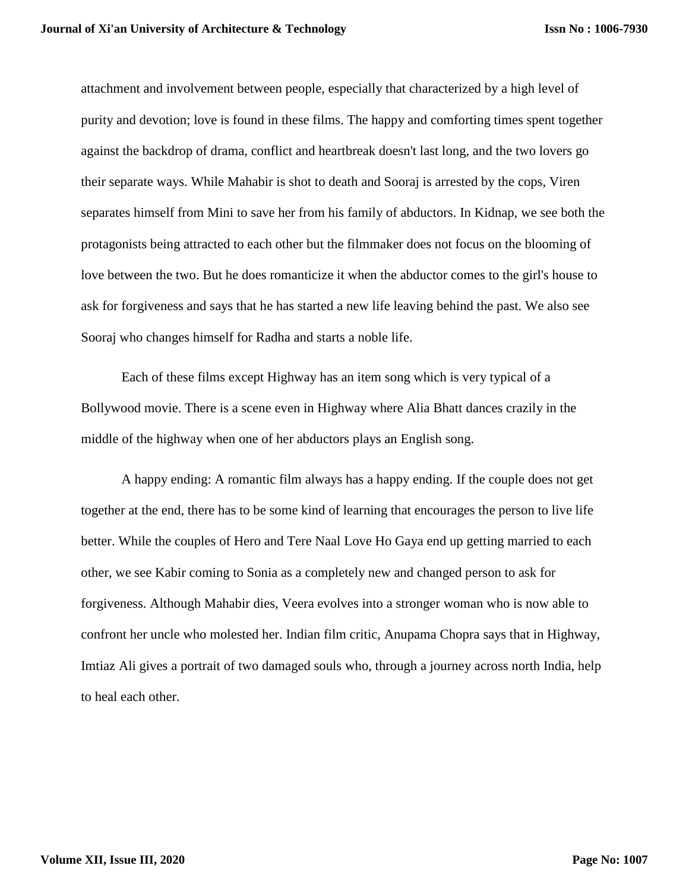attachment and involvement between people, especially that characterized by a high level of purity and devotion; love is found in these films. The happy and comforting times spent together against the backdrop of drama, conflict and heartbreak doesn't last long, and the two lovers go their separate ways. While Mahabir is shot to death and Sooraj is arrested by the cops, Viren separates himself from Mini to save her from his family of abductors. In Kidnap, we see both the protagonists being attracted to each other but the filmmaker does not focus on the blooming of love between the two. But he does romanticize it when the abductor comes to the girl's house to ask for forgiveness and says that he has started a new life leaving behind the past. We also see Sooraj who changes himself for Radha and starts a noble life.

Each of these films except Highway has an item song which is very typical of a Bollywood movie. There is a scene even in Highway where Alia Bhatt dances crazily in the middle of the highway when one of her abductors plays an English song.

A happy ending: A romantic film always has a happy ending. If the couple does not get together at the end, there has to be some kind of learning that encourages the person to live life better. While the couples of Hero and Tere Naal Love Ho Gaya end up getting married to each other, we see Kabir coming to Sonia as a completely new and changed person to ask for forgiveness. Although Mahabir dies, Veera evolves into a stronger woman who is now able to confront her uncle who molested her. Indian film critic, Anupama Chopra says that in Highway, Imtiaz Ali gives a portrait of two damaged souls who, through a journey across north India, help to heal each other.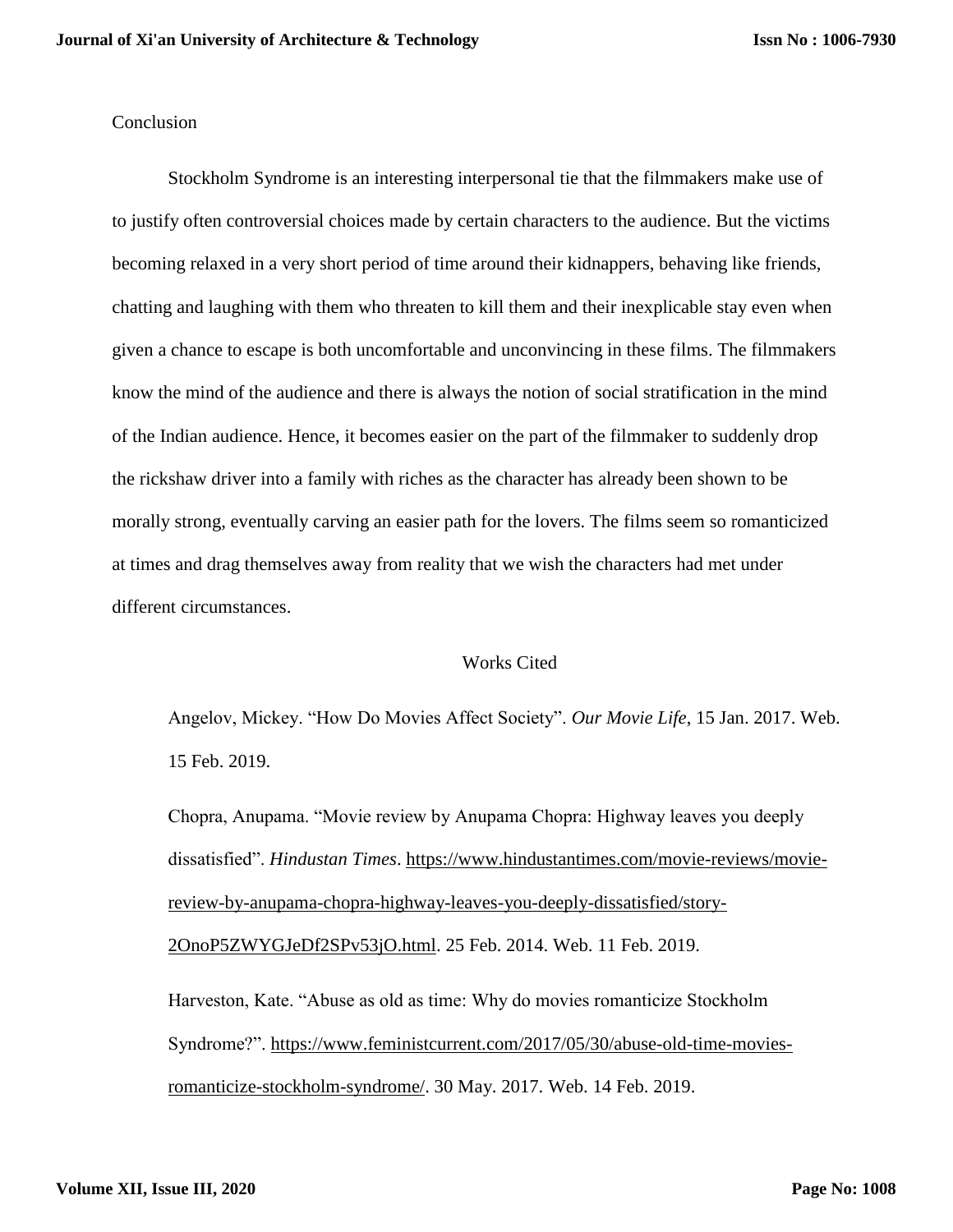## Conclusion

Stockholm Syndrome is an interesting interpersonal tie that the filmmakers make use of to justify often controversial choices made by certain characters to the audience. But the victims becoming relaxed in a very short period of time around their kidnappers, behaving like friends, chatting and laughing with them who threaten to kill them and their inexplicable stay even when given a chance to escape is both uncomfortable and unconvincing in these films. The filmmakers know the mind of the audience and there is always the notion of social stratification in the mind of the Indian audience. Hence, it becomes easier on the part of the filmmaker to suddenly drop the rickshaw driver into a family with riches as the character has already been shown to be morally strong, eventually carving an easier path for the lovers. The films seem so romanticized at times and drag themselves away from reality that we wish the characters had met under different circumstances.

## Works Cited

Angelov, Mickey. "How Do Movies Affect Society". *Our Movie Life*, 15 Jan. 2017. Web. 15 Feb. 2019.

Chopra, Anupama. "Movie review by Anupama Chopra: Highway leaves you deeply dissatisfied". *Hindustan Times*. https://www.hindustantimes.com/movie-reviews/movie-review-by-anupama-chopra-highway-leaves-you-deeply-dissatisfied/story-2OnoP5ZWYGJeDf2SPv53jO.html. 25 Feb. 2014. Web. 11 Feb. 2019.

Harveston, Kate. "Abuse as old as time: Why do movies romanticize Stockholm Syndrome?". https://www.feministcurrent.com/2017/05/30/abuse-old-time-movies-romanticize-stockholm-syndrome/. 30 May. 2017. Web. 14 Feb. 2019.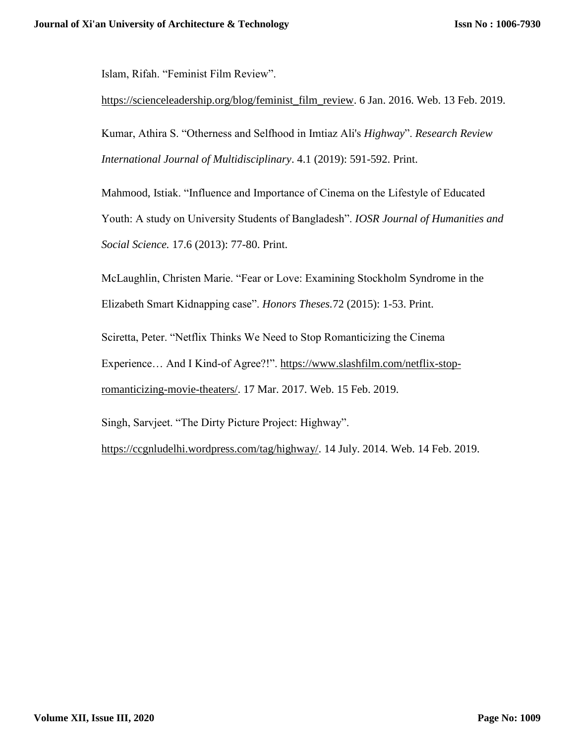Islam, Rifah. "Feminist Film Review". https://scienceleadership.org/blog/feminist_film_review. 6 Jan. 2016. Web. 13 Feb. 2019.

Kumar, Athira S. "Otherness and Selfhood in Imtiaz Ali's *Highway*". *Research Review International Journal of Multidisciplinary*. 4.1 (2019): 591-592. Print.

Mahmood, Istiak. "Influence and Importance of Cinema on the Lifestyle of Educated Youth: A study on University Students of Bangladesh". *IOSR Journal of Humanities and Social Science.* 17.6 (2013): 77-80. Print.

McLaughlin, Christen Marie. "Fear or Love: Examining Stockholm Syndrome in the Elizabeth Smart Kidnapping case". *Honors Theses.*72 (2015): 1-53. Print.

Sciretta, Peter. "Netflix Thinks We Need to Stop Romanticizing the Cinema Experience… And I Kind-of Agree?!". https://www.slashfilm.com/netflix-stop-romanticizing-movie-theaters/. 17 Mar. 2017. Web. 15 Feb. 2019.

Singh, Sarvjeet. "The Dirty Picture Project: Highway". https://ccgnludelhi.wordpress.com/tag/highway/. 14 July. 2014. Web. 14 Feb. 2019.